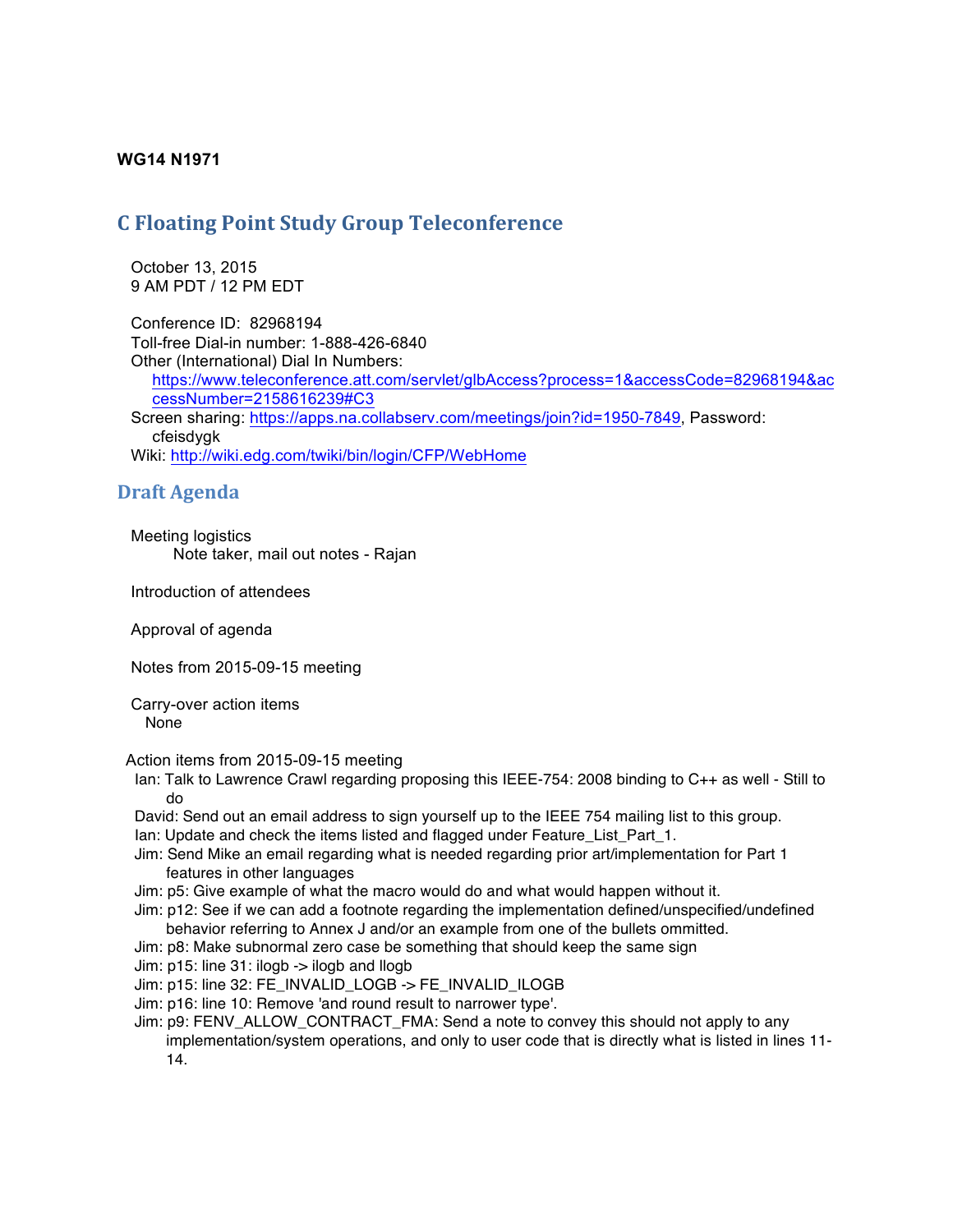**WG14 N1971**

# C Floating Point Study Group Teleconference

October 13, 2015
9 AM PDT / 12 PM EDT

Conference ID: 82968194
Toll-free Dial-in number: 1-888-426-6840
Other (International) Dial In Numbers:
https://www.teleconference.att.com/servlet/glbAccess?process=1&accessCode=82968194&accessNumber=2158616239#C3
Screen sharing: https://apps.na.collabserv.com/meetings/join?id=1950-7849, Password: cfeisdygk
Wiki: http://wiki.edg.com/twiki/bin/login/CFP/WebHome

## Draft Agenda

Meeting logistics
    Note taker, mail out notes - Rajan

Introduction of attendees

Approval of agenda

Notes from 2015-09-15 meeting

Carry-over action items
    None

Action items from 2015-09-15 meeting
- Ian: Talk to Lawrence Crawl regarding proposing this IEEE-754: 2008 binding to C++ as well - Still to do
- David: Send out an email address to sign yourself up to the IEEE 754 mailing list to this group.
- Ian: Update and check the items listed and flagged under Feature_List_Part_1.
- Jim: Send Mike an email regarding what is needed regarding prior art/implementation for Part 1 features in other languages
- Jim: p5: Give example of what the macro would do and what would happen without it.
- Jim: p12: See if we can add a footnote regarding the implementation defined/unspecified/undefined behavior referring to Annex J and/or an example from one of the bullets ommitted.
- Jim: p8: Make subnormal zero case be something that should keep the same sign
- Jim: p15: line 31: ilogb -> ilogb and llogb
- Jim: p15: line 32: FE_INVALID_LOGB -> FE_INVALID_ILOGB
- Jim: p16: line 10: Remove 'and round result to narrower type'.
- Jim: p9: FENV_ALLOW_CONTRACT_FMA: Send a note to convey this should not apply to any implementation/system operations, and only to user code that is directly what is listed in lines 11-14.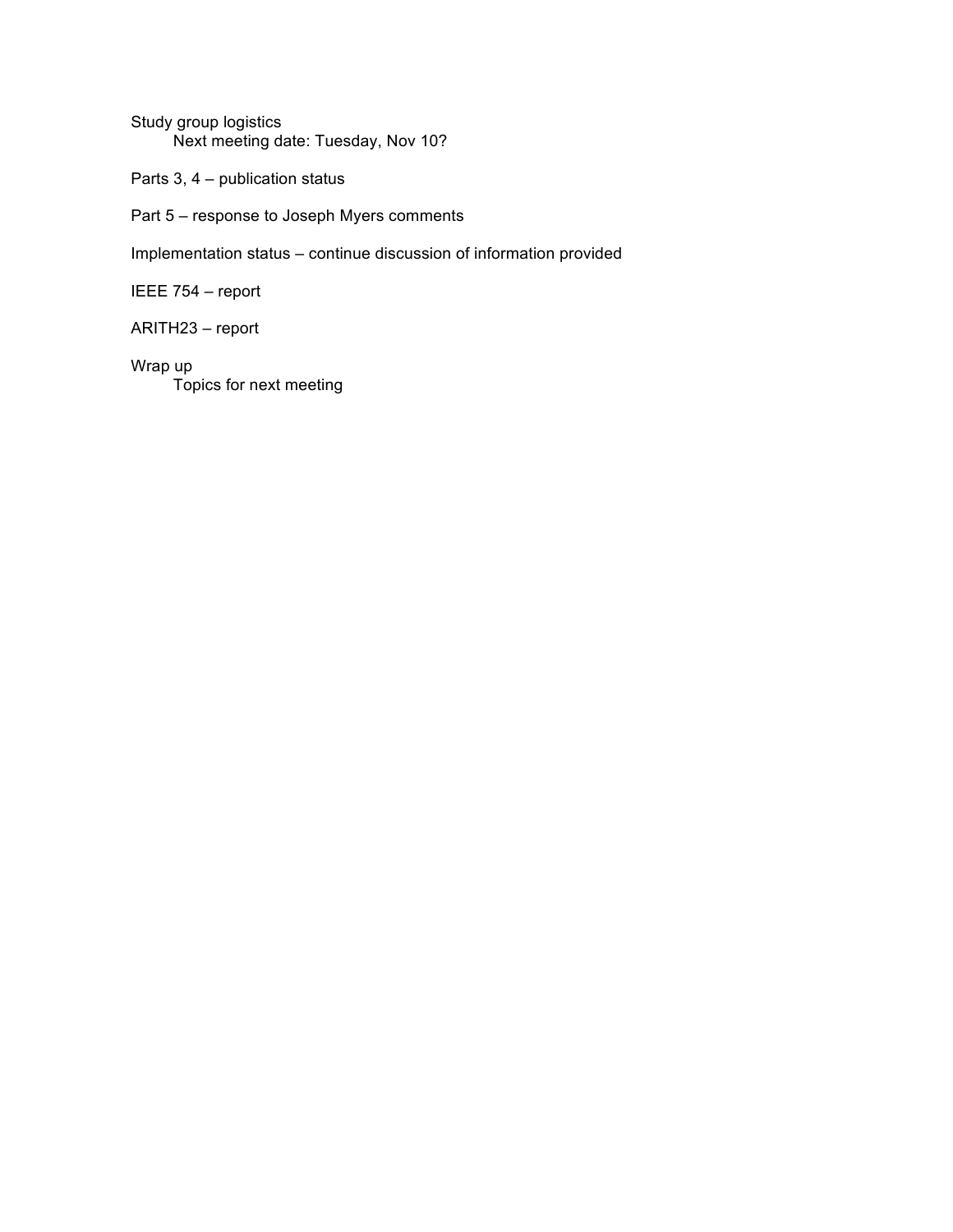Study group logistics

- Next meeting date: Tuesday, Nov 10?

Parts 3, 4 – publication status

Part 5 – response to Joseph Myers comments

Implementation status – continue discussion of information provided

IEEE 754 – report

ARITH23 – report

Wrap up

- Topics for next meeting